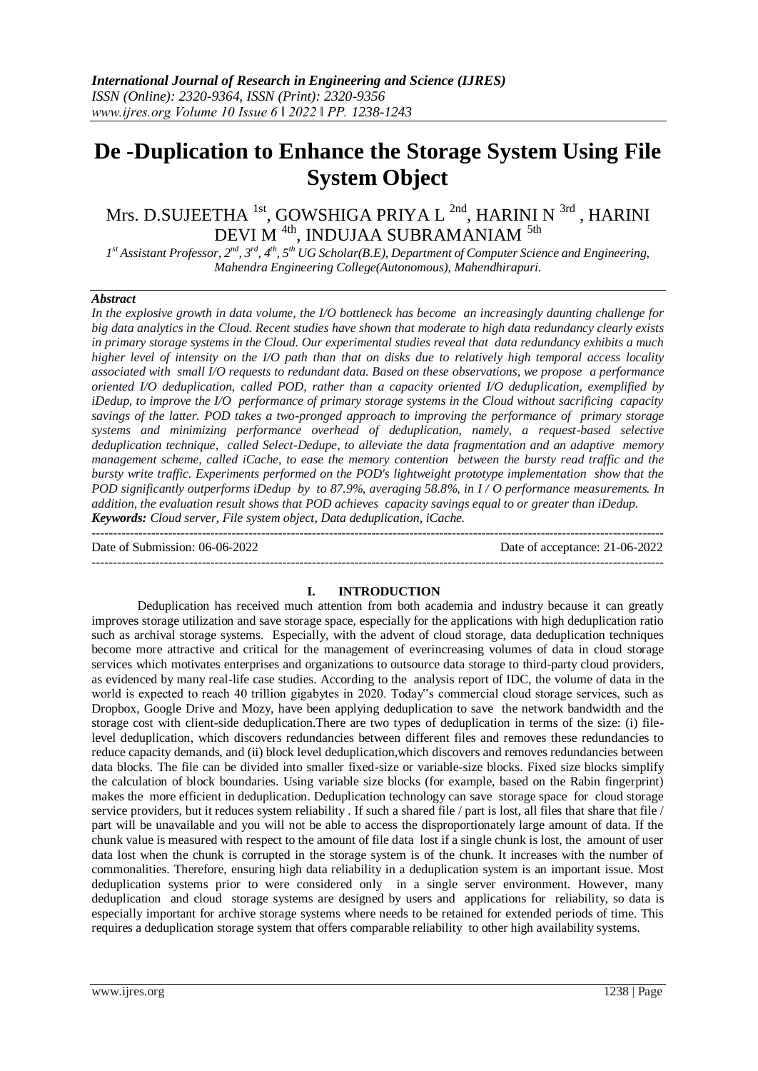# De -Duplication to Enhance the Storage System Using File System Object

Mrs. D.SUJEETHA [1st], GOWSHIGA PRIYA L [2nd], HARINI N [3rd] , HARINI DEVI M [4th], INDUJAA SUBRAMANIAM [5th]

*[1st] Assistant Professor, [2nd], [3rd], [4th], [5th] UG Scholar(B.E), Department of Computer Science and Engineering, Mahendra Engineering College(Autonomous), Mahendhirapuri.*

***Abstract***

*In the explosive growth in data volume, the I/O bottleneck has become an increasingly daunting challenge for big data analytics in the Cloud. Recent studies have shown that moderate to high data redundancy clearly exists in primary storage systems in the Cloud. Our experimental studies reveal that data redundancy exhibits a much higher level of intensity on the I/O path than that on disks due to relatively high temporal access locality associated with small I/O requests to redundant data. Based on these observations, we propose a performance oriented I/O deduplication, called POD, rather than a capacity oriented I/O deduplication, exemplified by iDedup, to improve the I/O performance of primary storage systems in the Cloud without sacrificing capacity savings of the latter. POD takes a two-pronged approach to improving the performance of primary storage systems and minimizing performance overhead of deduplication, namely, a request-based selective deduplication technique, called Select-Dedupe, to alleviate the data fragmentation and an adaptive memory management scheme, called iCache, to ease the memory contention between the bursty read traffic and the bursty write traffic. Experiments performed on the POD's lightweight prototype implementation show that the POD significantly outperforms iDedup by to 87.9%, averaging 58.8%, in I / O performance measurements. In addition, the evaluation result shows that POD achieves capacity savings equal to or greater than iDedup.*

***Keywords:*** *Cloud server, File system object, Data deduplication, iCache.*

---

Date of Submission: 06-06-2022 Date of acceptance: 21-06-2022

---

## I. INTRODUCTION

Deduplication has received much attention from both academia and industry because it can greatly improves storage utilization and save storage space, especially for the applications with high deduplication ratio such as archival storage systems. Especially, with the advent of cloud storage, data deduplication techniques become more attractive and critical for the management of everincreasing volumes of data in cloud storage services which motivates enterprises and organizations to outsource data storage to third-party cloud providers, as evidenced by many real-life case studies. According to the analysis report of IDC, the volume of data in the world is expected to reach 40 trillion gigabytes in 2020. Today"s commercial cloud storage services, such as Dropbox, Google Drive and Mozy, have been applying deduplication to save the network bandwidth and the storage cost with client-side deduplication.There are two types of deduplication in terms of the size: (i) file-level deduplication, which discovers redundancies between different files and removes these redundancies to reduce capacity demands, and (ii) block level deduplication,which discovers and removes redundancies between data blocks. The file can be divided into smaller fixed-size or variable-size blocks. Fixed size blocks simplify the calculation of block boundaries. Using variable size blocks (for example, based on the Rabin fingerprint) makes the more efficient in deduplication. Deduplication technology can save storage space for cloud storage service providers, but it reduces system reliability . If such a shared file / part is lost, all files that share that file / part will be unavailable and you will not be able to access the disproportionately large amount of data. If the chunk value is measured with respect to the amount of file data lost if a single chunk is lost, the amount of user data lost when the chunk is corrupted in the storage system is of the chunk. It increases with the number of commonalities. Therefore, ensuring high data reliability in a deduplication system is an important issue. Most deduplication systems prior to were considered only in a single server environment. However, many deduplication and cloud storage systems are designed by users and applications for reliability, so data is especially important for archive storage systems where needs to be retained for extended periods of time. This requires a deduplication storage system that offers comparable reliability to other high availability systems.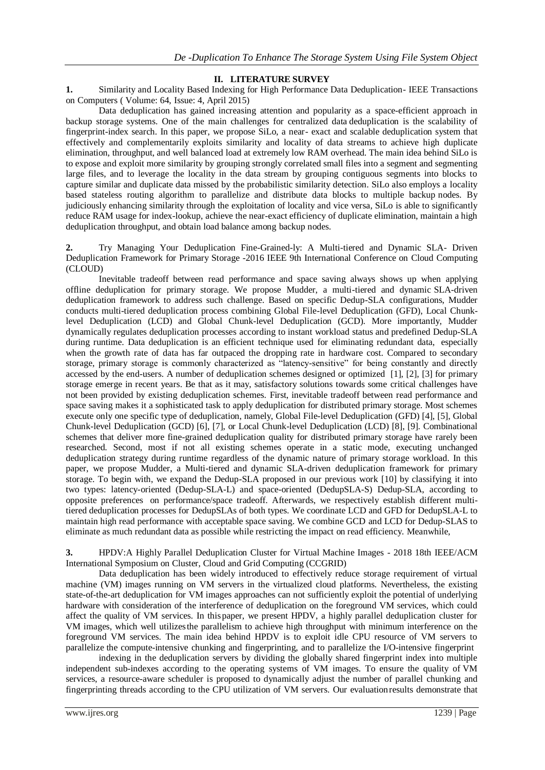## II. LITERATURE SURVEY

**1.** Similarity and Locality Based Indexing for High Performance Data Deduplication- IEEE Transactions on Computers ( Volume: 64, Issue: 4, April 2015)

Data deduplication has gained increasing attention and popularity as a space-efficient approach in backup storage systems. One of the main challenges for centralized data deduplication is the scalability of fingerprint-index search. In this paper, we propose SiLo, a near- exact and scalable deduplication system that effectively and complementarily exploits similarity and locality of data streams to achieve high duplicate elimination, throughput, and well balanced load at extremely low RAM overhead. The main idea behind SiLo is to expose and exploit more similarity by grouping strongly correlated small files into a segment and segmenting large files, and to leverage the locality in the data stream by grouping contiguous segments into blocks to capture similar and duplicate data missed by the probabilistic similarity detection. SiLo also employs a locality based stateless routing algorithm to parallelize and distribute data blocks to multiple backup nodes. By judiciously enhancing similarity through the exploitation of locality and vice versa, SiLo is able to significantly reduce RAM usage for index-lookup, achieve the near-exact efficiency of duplicate elimination, maintain a high deduplication throughput, and obtain load balance among backup nodes.

**2.** Try Managing Your Deduplication Fine-Grained-ly: A Multi-tiered and Dynamic SLA- Driven Deduplication Framework for Primary Storage -2016 IEEE 9th International Conference on Cloud Computing (CLOUD)

Inevitable tradeoff between read performance and space saving always shows up when applying offline deduplication for primary storage. We propose Mudder, a multi-tiered and dynamic SLA-driven deduplication framework to address such challenge. Based on specific Dedup-SLA configurations, Mudder conducts multi-tiered deduplication process combining Global File-level Deduplication (GFD), Local Chunk-level Deduplication (LCD) and Global Chunk-level Deduplication (GCD). More importantly, Mudder dynamically regulates deduplication processes according to instant workload status and predefined Dedup-SLA during runtime. Data deduplication is an efficient technique used for eliminating redundant data, especially when the growth rate of data has far outpaced the dropping rate in hardware cost. Compared to secondary storage, primary storage is commonly characterized as "latency-sensitive" for being constantly and directly accessed by the end-users. A number of deduplication schemes designed or optimized [1], [2], [3] for primary storage emerge in recent years. Be that as it may, satisfactory solutions towards some critical challenges have not been provided by existing deduplication schemes. First, inevitable tradeoff between read performance and space saving makes it a sophisticated task to apply deduplication for distributed primary storage. Most schemes execute only one specific type of deduplication, namely, Global File-level Deduplication (GFD) [4], [5], Global Chunk-level Deduplication (GCD) [6], [7], or Local Chunk-level Deduplication (LCD) [8], [9]. Combinational schemes that deliver more fine-grained deduplication quality for distributed primary storage have rarely been researched. Second, most if not all existing schemes operate in a static mode, executing unchanged deduplication strategy during runtime regardless of the dynamic nature of primary storage workload. In this paper, we propose Mudder, a Multi-tiered and dynamic SLA-driven deduplication framework for primary storage. To begin with, we expand the Dedup-SLA proposed in our previous work [10] by classifying it into two types: latency-oriented (Dedup-SLA-L) and space-oriented (DedupSLA-S) Dedup-SLA, according to opposite preferences on performance/space tradeoff. Afterwards, we respectively establish different multi-tiered deduplication processes for DedupSLAs of both types. We coordinate LCD and GFD for DedupSLA-L to maintain high read performance with acceptable space saving. We combine GCD and LCD for Dedup-SLAS to eliminate as much redundant data as possible while restricting the impact on read efficiency. Meanwhile,

**3.** HPDV:A Highly Parallel Deduplication Cluster for Virtual Machine Images - 2018 18th IEEE/ACM International Symposium on Cluster, Cloud and Grid Computing (CCGRID)

Data deduplication has been widely introduced to effectively reduce storage requirement of virtual machine (VM) images running on VM servers in the virtualized cloud platforms. Nevertheless, the existing state-of-the-art deduplication for VM images approaches can not sufficiently exploit the potential of underlying hardware with consideration of the interference of deduplication on the foreground VM services, which could affect the quality of VM services. In this paper, we present HPDV, a highly parallel deduplication cluster for VM images, which well utilizes the parallelism to achieve high throughput with minimum interference on the foreground VM services. The main idea behind HPDV is to exploit idle CPU resource of VM servers to parallelize the compute-intensive chunking and fingerprinting, and to parallelize the I/O-intensive fingerprint

indexing in the deduplication servers by dividing the globally shared fingerprint index into multiple independent sub-indexes according to the operating systems of VM images. To ensure the quality of VM services, a resource-aware scheduler is proposed to dynamically adjust the number of parallel chunking and fingerprinting threads according to the CPU utilization of VM servers. Our evaluation results demonstrate that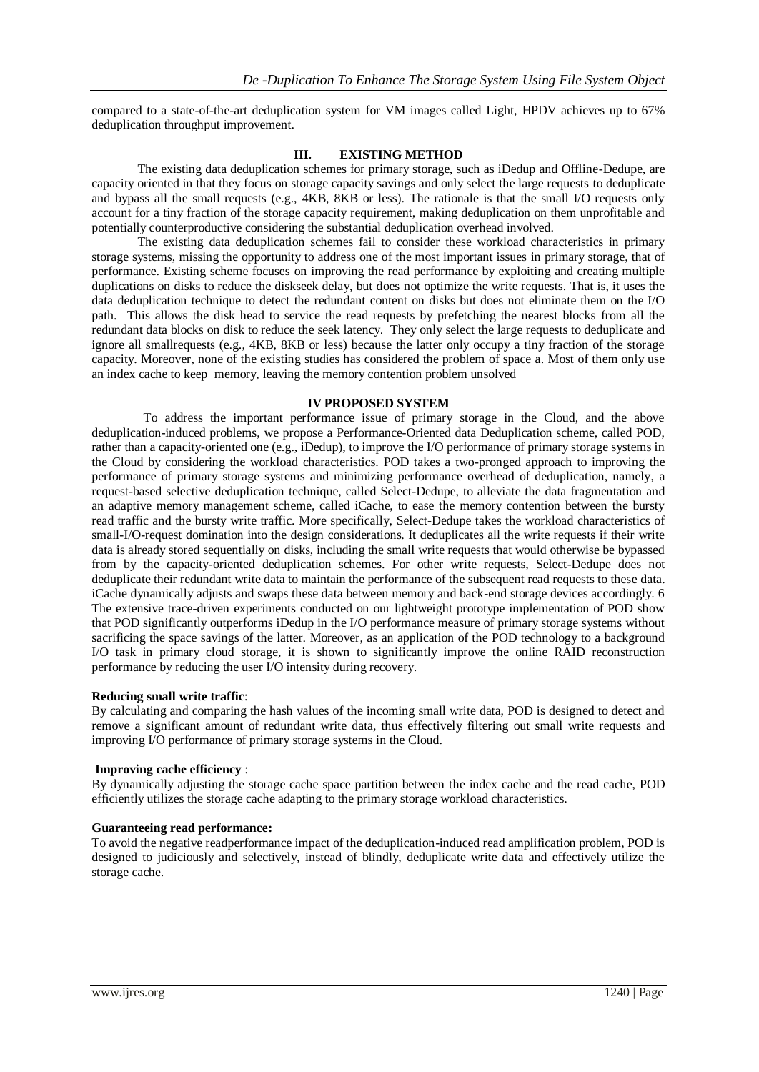compared to a state-of-the-art deduplication system for VM images called Light, HPDV achieves up to 67% deduplication throughput improvement.

## III. EXISTING METHOD

The existing data deduplication schemes for primary storage, such as iDedup and Offline-Dedupe, are capacity oriented in that they focus on storage capacity savings and only select the large requests to deduplicate and bypass all the small requests (e.g., 4KB, 8KB or less). The rationale is that the small I/O requests only account for a tiny fraction of the storage capacity requirement, making deduplication on them unprofitable and potentially counterproductive considering the substantial deduplication overhead involved.

The existing data deduplication schemes fail to consider these workload characteristics in primary storage systems, missing the opportunity to address one of the most important issues in primary storage, that of performance. Existing scheme focuses on improving the read performance by exploiting and creating multiple duplications on disks to reduce the diskseek delay, but does not optimize the write requests. That is, it uses the data deduplication technique to detect the redundant content on disks but does not eliminate them on the I/O path. This allows the disk head to service the read requests by prefetching the nearest blocks from all the redundant data blocks on disk to reduce the seek latency. They only select the large requests to deduplicate and ignore all smallrequests (e.g., 4KB, 8KB or less) because the latter only occupy a tiny fraction of the storage capacity. Moreover, none of the existing studies has considered the problem of space a. Most of them only use an index cache to keep memory, leaving the memory contention problem unsolved

## IV PROPOSED SYSTEM

To address the important performance issue of primary storage in the Cloud, and the above deduplication-induced problems, we propose a Performance-Oriented data Deduplication scheme, called POD, rather than a capacity-oriented one (e.g., iDedup), to improve the I/O performance of primary storage systems in the Cloud by considering the workload characteristics. POD takes a two-pronged approach to improving the performance of primary storage systems and minimizing performance overhead of deduplication, namely, a request-based selective deduplication technique, called Select-Dedupe, to alleviate the data fragmentation and an adaptive memory management scheme, called iCache, to ease the memory contention between the bursty read traffic and the bursty write traffic. More specifically, Select-Dedupe takes the workload characteristics of small-I/O-request domination into the design considerations. It deduplicates all the write requests if their write data is already stored sequentially on disks, including the small write requests that would otherwise be bypassed from by the capacity-oriented deduplication schemes. For other write requests, Select-Dedupe does not deduplicate their redundant write data to maintain the performance of the subsequent read requests to these data. iCache dynamically adjusts and swaps these data between memory and back-end storage devices accordingly. 6 The extensive trace-driven experiments conducted on our lightweight prototype implementation of POD show that POD significantly outperforms iDedup in the I/O performance measure of primary storage systems without sacrificing the space savings of the latter. Moreover, as an application of the POD technology to a background I/O task in primary cloud storage, it is shown to significantly improve the online RAID reconstruction performance by reducing the user I/O intensity during recovery.

**Reducing small write traffic**:
By calculating and comparing the hash values of the incoming small write data, POD is designed to detect and remove a significant amount of redundant write data, thus effectively filtering out small write requests and improving I/O performance of primary storage systems in the Cloud.

**Improving cache efficiency** :
By dynamically adjusting the storage cache space partition between the index cache and the read cache, POD efficiently utilizes the storage cache adapting to the primary storage workload characteristics.

**Guaranteeing read performance:**
To avoid the negative readperformance impact of the deduplication-induced read amplification problem, POD is designed to judiciously and selectively, instead of blindly, deduplicate write data and effectively utilize the storage cache.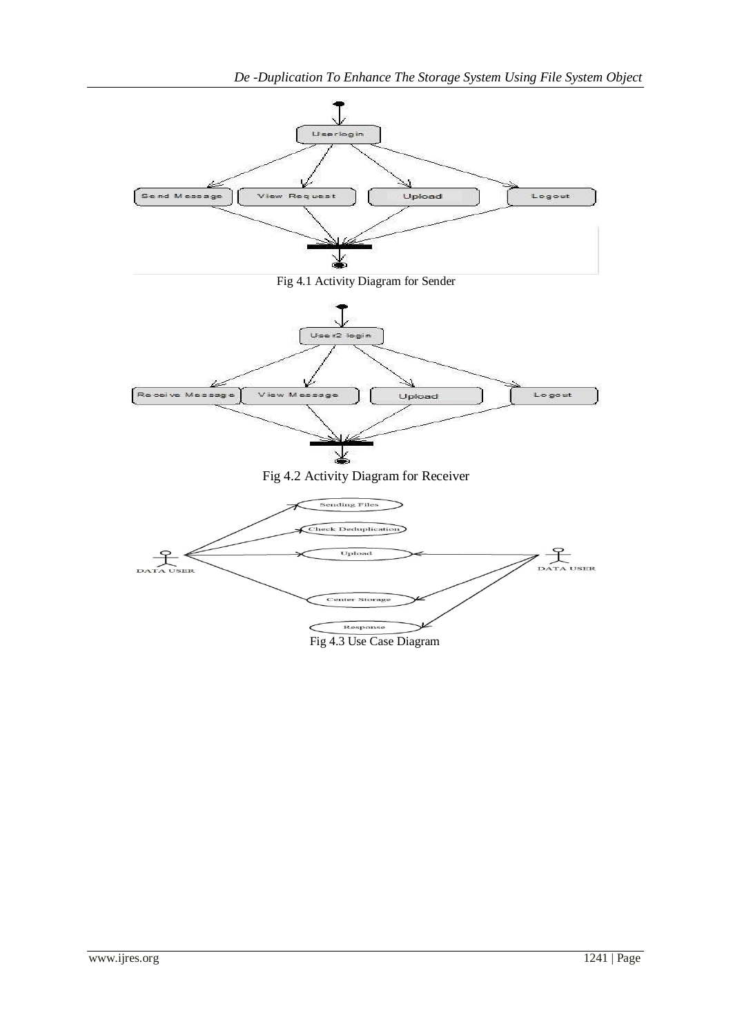Fig 4.1 Activity Diagram for Sender

Fig 4.2 Activity Diagram for Receiver

Fig 4.3 Use Case Diagram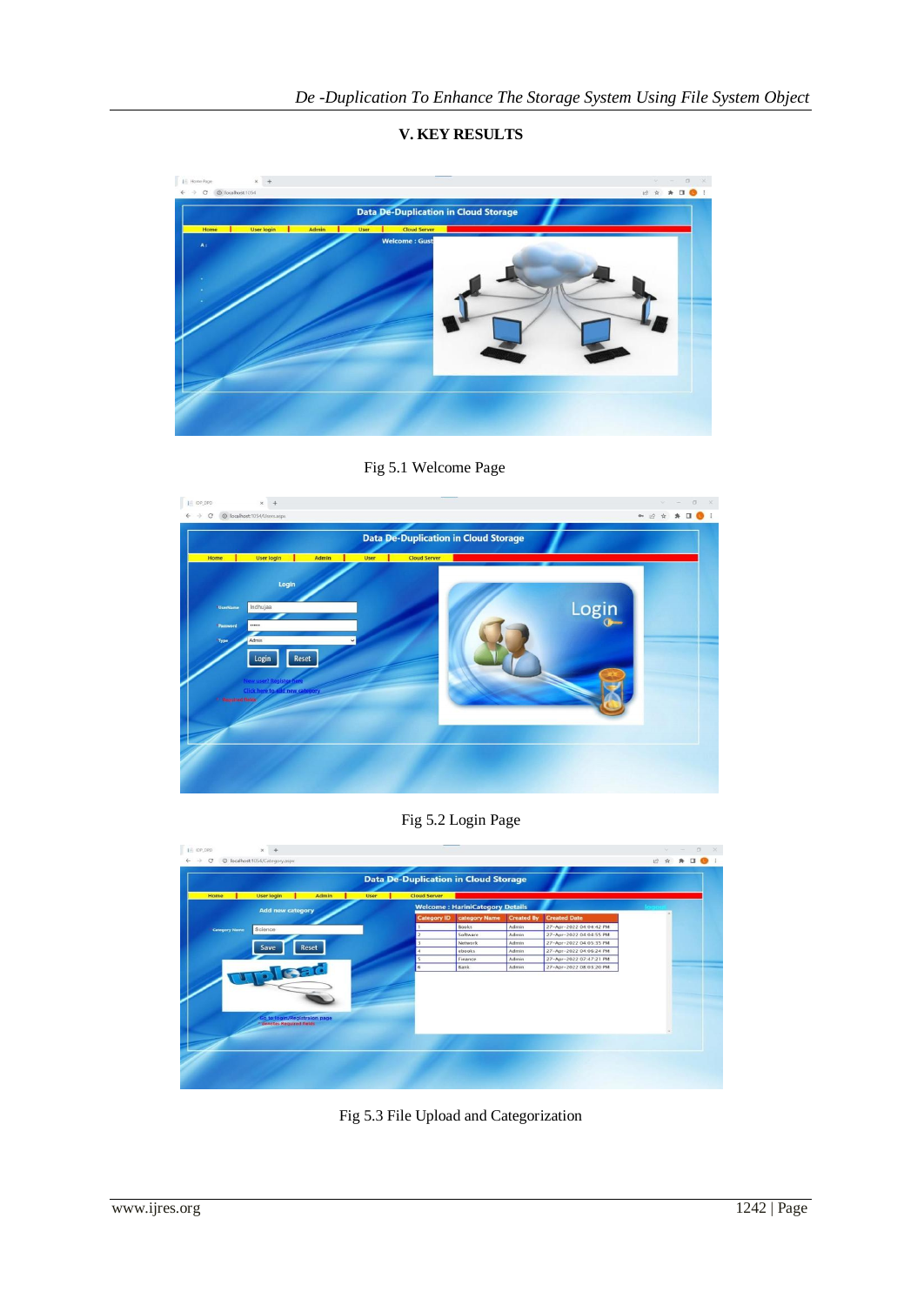## V. KEY RESULTS

Fig 5.1 Welcome Page

Fig 5.2 Login Page

Fig 5.3 File Upload and Categorization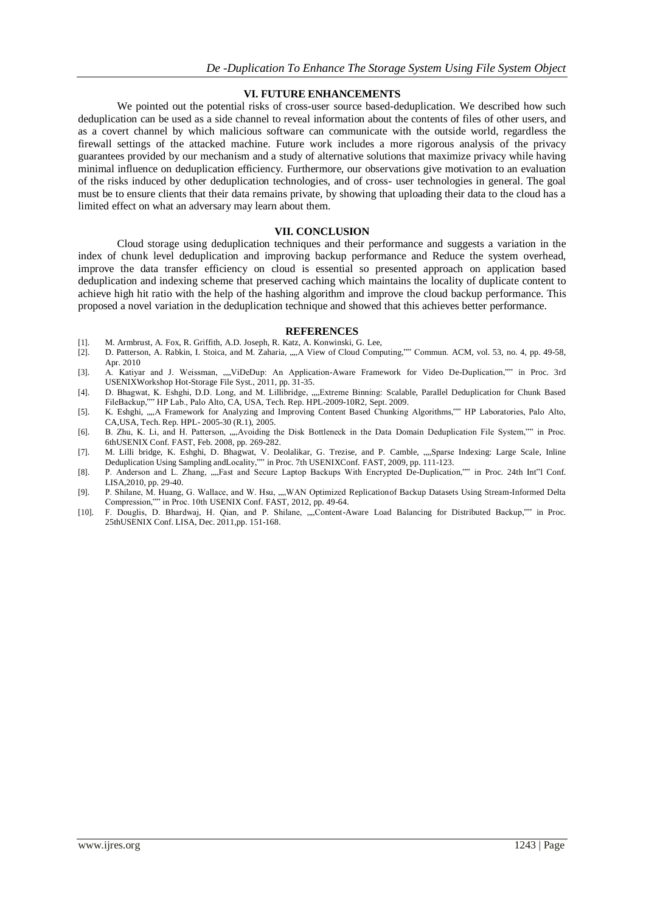## VI. FUTURE ENHANCEMENTS

We pointed out the potential risks of cross-user source based-deduplication. We described how such deduplication can be used as a side channel to reveal information about the contents of files of other users, and as a covert channel by which malicious software can communicate with the outside world, regardless the firewall settings of the attacked machine. Future work includes a more rigorous analysis of the privacy guarantees provided by our mechanism and a study of alternative solutions that maximize privacy while having minimal influence on deduplication efficiency. Furthermore, our observations give motivation to an evaluation of the risks induced by other deduplication technologies, and of cross- user technologies in general. The goal must be to ensure clients that their data remains private, by showing that uploading their data to the cloud has a limited effect on what an adversary may learn about them.

## VII. CONCLUSION

Cloud storage using deduplication techniques and their performance and suggests a variation in the index of chunk level deduplication and improving backup performance and Reduce the system overhead, improve the data transfer efficiency on cloud is essential so presented approach on application based deduplication and indexing scheme that preserved caching which maintains the locality of duplicate content to achieve high hit ratio with the help of the hashing algorithm and improve the cloud backup performance. This proposed a novel variation in the deduplication technique and showed that this achieves better performance.

## REFERENCES

[1]. M. Armbrust, A. Fox, R. Griffith, A.D. Joseph, R. Katz, A. Konwinski, G. Lee,

[2]. D. Patterson, A. Rabkin, I. Stoica, and M. Zaharia, „„,A View of Cloud Computing,"" Commun. ACM, vol. 53, no. 4, pp. 49-58, Apr. 2010

[3]. A. Katiyar and J. Weissman, „„,ViDeDup: An Application-Aware Framework for Video De-Duplication,"" in Proc. 3rd USENIXWorkshop Hot-Storage File Syst., 2011, pp. 31-35.

[4]. D. Bhagwat, K. Eshghi, D.D. Long, and M. Lillibridge, „„,Extreme Binning: Scalable, Parallel Deduplication for Chunk Based FileBackup,"" HP Lab., Palo Alto, CA, USA, Tech. Rep. HPL-2009-10R2, Sept. 2009.

[5]. K. Eshghi, „„,A Framework for Analyzing and Improving Content Based Chunking Algorithms,"" HP Laboratories, Palo Alto, CA,USA, Tech. Rep. HPL- 2005-30 (R.1), 2005.

[6]. B. Zhu, K. Li, and H. Patterson, „„,Avoiding the Disk Bottleneck in the Data Domain Deduplication File System,"" in Proc. 6thUSENIX Conf. FAST, Feb. 2008, pp. 269-282.

[7]. M. Lilli bridge, K. Eshghi, D. Bhagwat, V. Deolalikar, G. Trezise, and P. Camble, „„,Sparse Indexing: Large Scale, Inline Deduplication Using Sampling andLocality,"" in Proc. 7th USENIXConf. FAST, 2009, pp. 111-123.

[8]. P. Anderson and L. Zhang, „„,Fast and Secure Laptop Backups With Encrypted De-Duplication,"" in Proc. 24th Int"l Conf. LISA,2010, pp. 29-40.

[9]. P. Shilane, M. Huang, G. Wallace, and W. Hsu, „„,WAN Optimized Replicationof Backup Datasets Using Stream-Informed Delta Compression,"" in Proc. 10th USENIX Conf. FAST, 2012, pp. 49-64.

[10]. F. Douglis, D. Bhardwaj, H. Qian, and P. Shilane, „„,Content-Aware Load Balancing for Distributed Backup,"" in Proc. 25thUSENIX Conf. LISA, Dec. 2011,pp. 151-168.